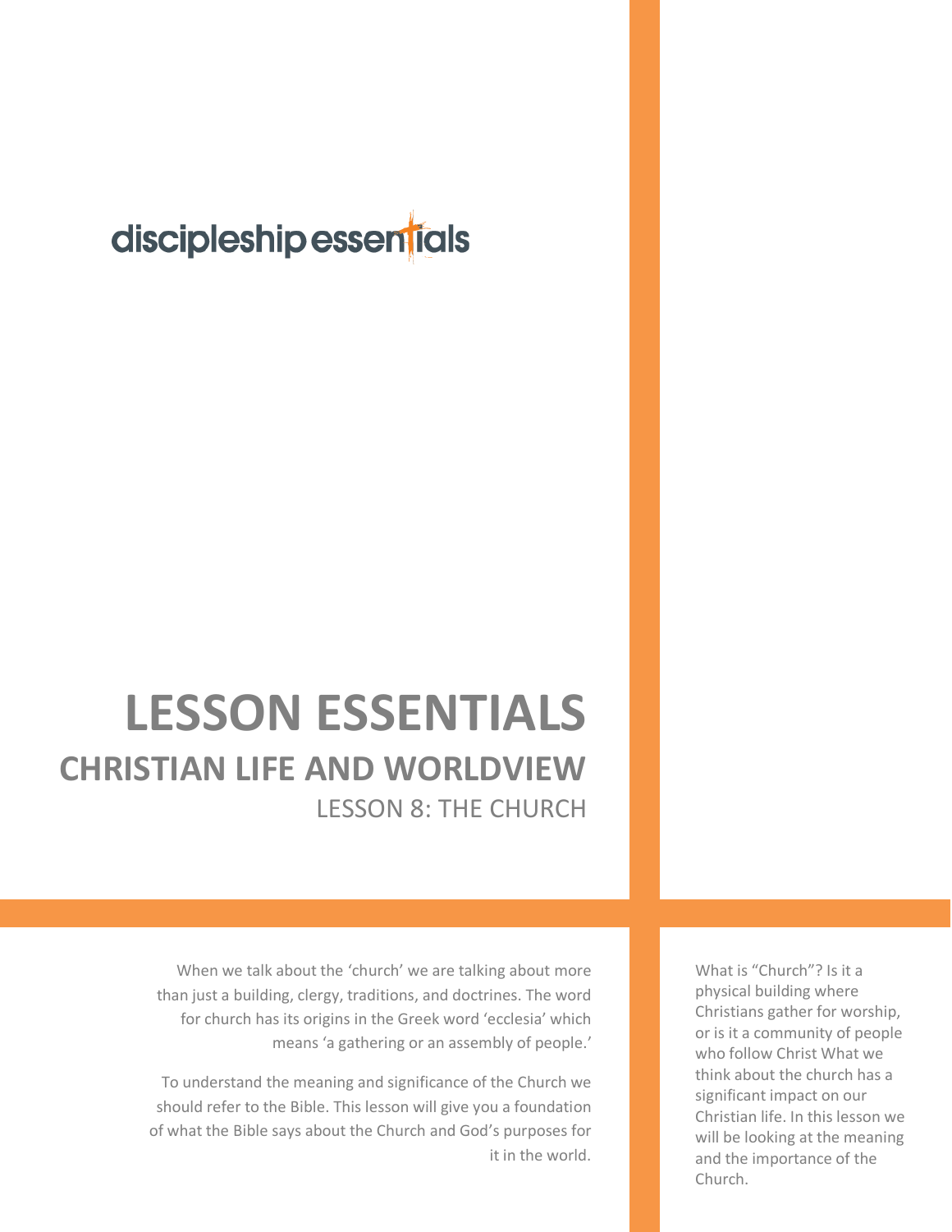discipleship essentials

# LESSON ESSENTIALS

## CHRISTIAN LIFE AND WORLDVIEW

### LESSON 8: THE CHURCH

When we talk about the 'church' we are talking about more than just a building, clergy, traditions, and doctrines. The word for church has its origins in the Greek word 'ecclesia' which means 'a gathering or an assembly of people.'

To understand the meaning and significance of the Church we should refer to the Bible. This lesson will give you a foundation of what the Bible says about the Church and God's purposes for it in the world.

What is "Church"? Is it a physical building where Christians gather for worship, or is it a community of people who follow Christ What we think about the church has a significant impact on our Christian life. In this lesson we will be looking at the meaning and the importance of the Church.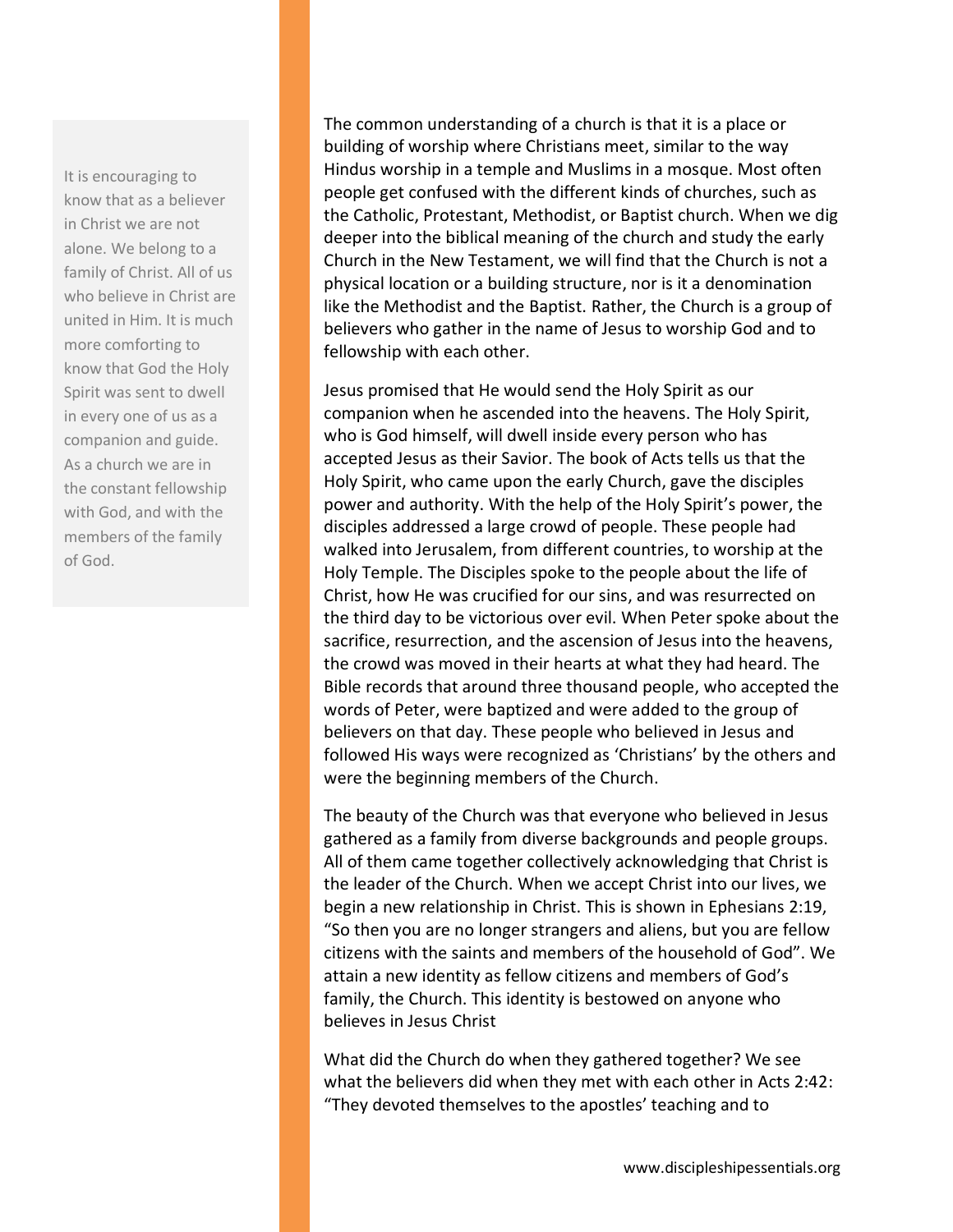> It is encouraging to know that as a believer in Christ we are not alone. We belong to a family of Christ. All of us who believe in Christ are united in Him. It is much more comforting to know that God the Holy Spirit was sent to dwell in every one of us as a companion and guide. As a church we are in the constant fellowship with God, and with the members of the family of God.

The common understanding of a church is that it is a place or building of worship where Christians meet, similar to the way Hindus worship in a temple and Muslims in a mosque. Most often people get confused with the different kinds of churches, such as the Catholic, Protestant, Methodist, or Baptist church. When we dig deeper into the biblical meaning of the church and study the early Church in the New Testament, we will find that the Church is not a physical location or a building structure, nor is it a denomination like the Methodist and the Baptist. Rather, the Church is a group of believers who gather in the name of Jesus to worship God and to fellowship with each other.

Jesus promised that He would send the Holy Spirit as our companion when he ascended into the heavens. The Holy Spirit, who is God himself, will dwell inside every person who has accepted Jesus as their Savior. The book of Acts tells us that the Holy Spirit, who came upon the early Church, gave the disciples power and authority. With the help of the Holy Spirit's power, the disciples addressed a large crowd of people. These people had walked into Jerusalem, from different countries, to worship at the Holy Temple. The Disciples spoke to the people about the life of Christ, how He was crucified for our sins, and was resurrected on the third day to be victorious over evil. When Peter spoke about the sacrifice, resurrection, and the ascension of Jesus into the heavens, the crowd was moved in their hearts at what they had heard. The Bible records that around three thousand people, who accepted the words of Peter, were baptized and were added to the group of believers on that day. These people who believed in Jesus and followed His ways were recognized as 'Christians' by the others and were the beginning members of the Church.

The beauty of the Church was that everyone who believed in Jesus gathered as a family from diverse backgrounds and people groups. All of them came together collectively acknowledging that Christ is the leader of the Church. When we accept Christ into our lives, we begin a new relationship in Christ. This is shown in Ephesians 2:19, "So then you are no longer strangers and aliens, but you are fellow citizens with the saints and members of the household of God". We attain a new identity as fellow citizens and members of God's family, the Church. This identity is bestowed on anyone who believes in Jesus Christ

What did the Church do when they gathered together? We see what the believers did when they met with each other in Acts 2:42: "They devoted themselves to the apostles' teaching and to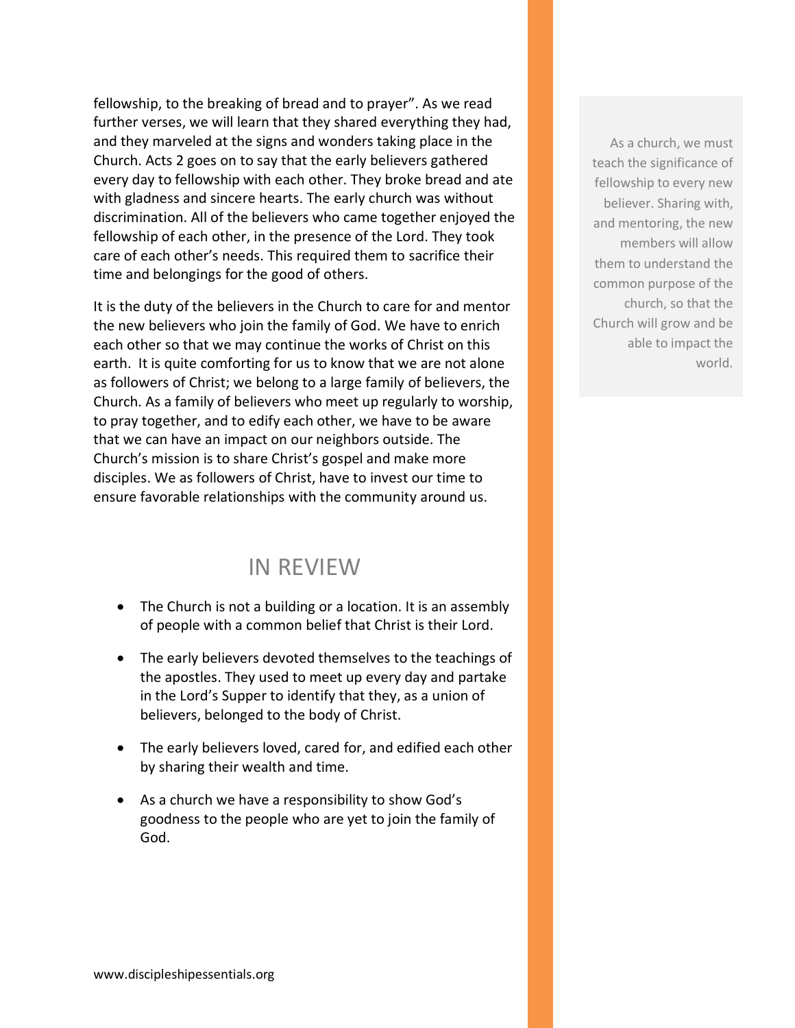fellowship, to the breaking of bread and to prayer". As we read further verses, we will learn that they shared everything they had, and they marveled at the signs and wonders taking place in the Church. Acts 2 goes on to say that the early believers gathered every day to fellowship with each other. They broke bread and ate with gladness and sincere hearts. The early church was without discrimination. All of the believers who came together enjoyed the fellowship of each other, in the presence of the Lord. They took care of each other's needs. This required them to sacrifice their time and belongings for the good of others.

It is the duty of the believers in the Church to care for and mentor the new believers who join the family of God. We have to enrich each other so that we may continue the works of Christ on this earth. It is quite comforting for us to know that we are not alone as followers of Christ; we belong to a large family of believers, the Church. As a family of believers who meet up regularly to worship, to pray together, and to edify each other, we have to be aware that we can have an impact on our neighbors outside. The Church's mission is to share Christ's gospel and make more disciples. We as followers of Christ, have to invest our time to ensure favorable relationships with the community around us.

> As a church, we must teach the significance of fellowship to every new believer. Sharing with, and mentoring, the new members will allow them to understand the common purpose of the church, so that the Church will grow and be able to impact the world.

## IN REVIEW

- The Church is not a building or a location. It is an assembly of people with a common belief that Christ is their Lord.
- The early believers devoted themselves to the teachings of the apostles. They used to meet up every day and partake in the Lord's Supper to identify that they, as a union of believers, belonged to the body of Christ.
- The early believers loved, cared for, and edified each other by sharing their wealth and time.
- As a church we have a responsibility to show God's goodness to the people who are yet to join the family of God.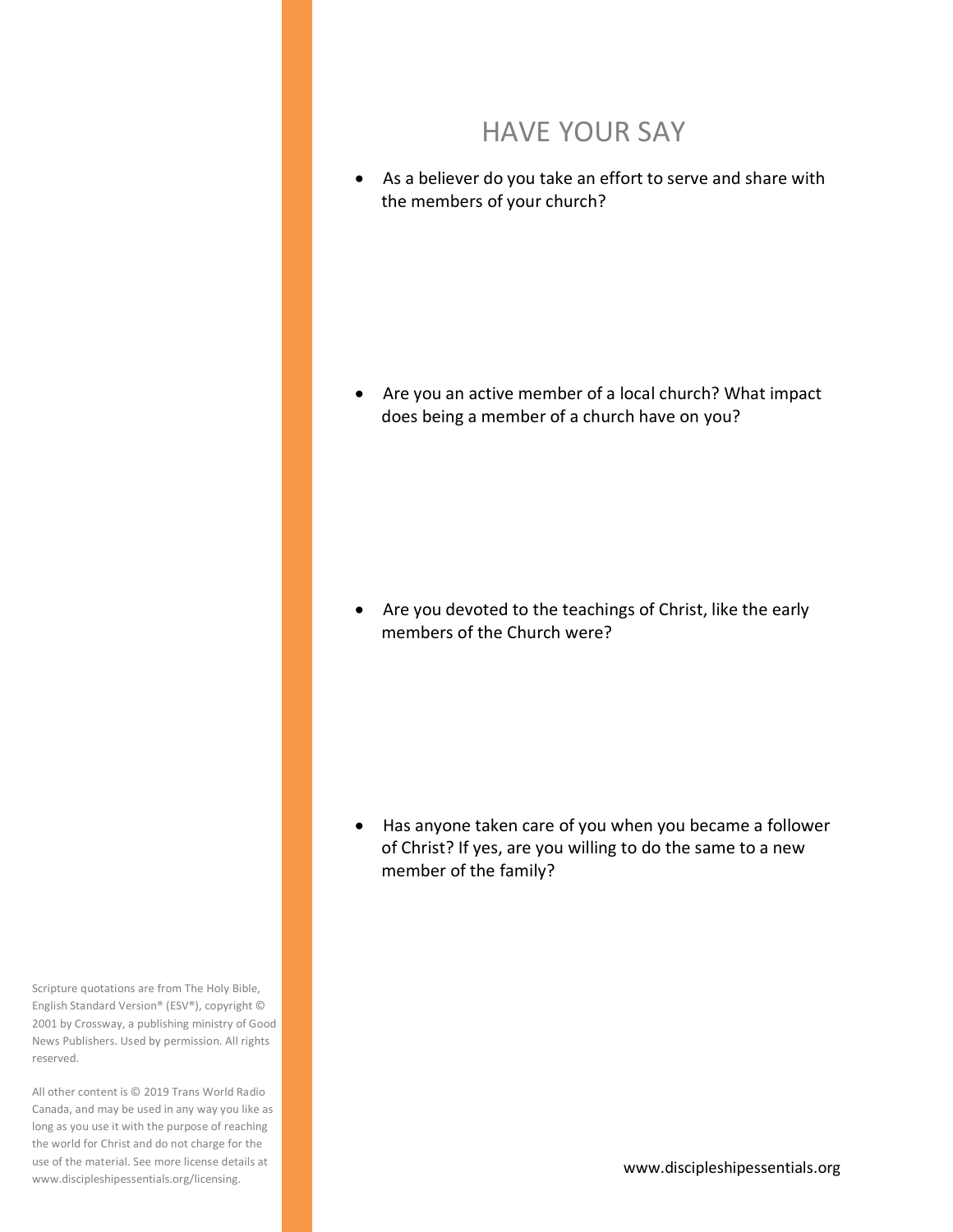## HAVE YOUR SAY

- As a believer do you take an effort to serve and share with the members of your church?

- Are you an active member of a local church? What impact does being a member of a church have on you?

- Are you devoted to the teachings of Christ, like the early members of the Church were?

- Has anyone taken care of you when you became a follower of Christ? If yes, are you willing to do the same to a new member of the family?

Scripture quotations are from The Holy Bible, English Standard Version® (ESV®), copyright © 2001 by Crossway, a publishing ministry of Good News Publishers. Used by permission. All rights reserved.

All other content is © 2019 Trans World Radio Canada, and may be used in any way you like as long as you use it with the purpose of reaching the world for Christ and do not charge for the use of the material. See more license details at www.discipleshipessentials.org/licensing.

www.discipleshipessentials.org